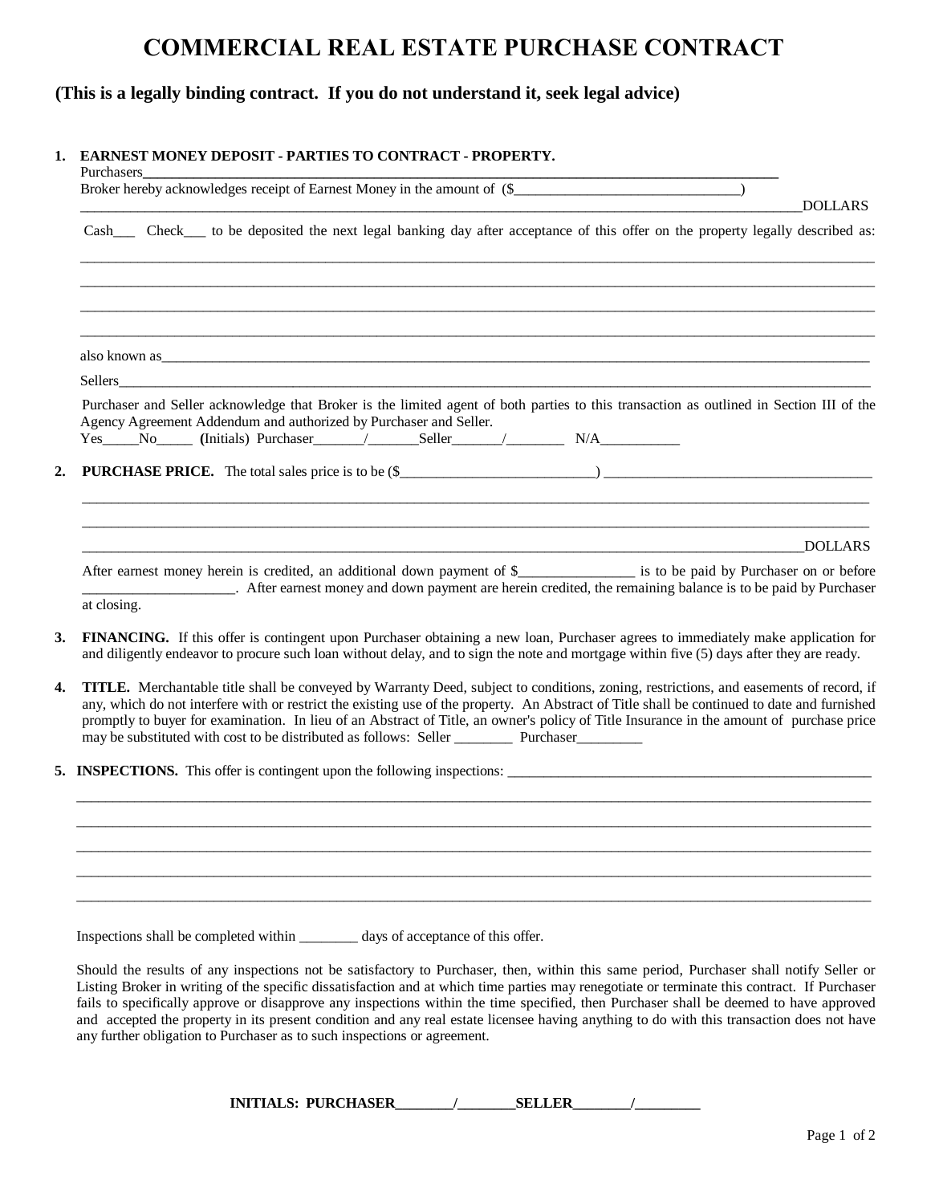# COMMERCIAL REAL ESTATE PURCHASE CONTRACT

**(This is a legally binding contract. If you do not understand it, seek legal advice)**

**1. EARNEST MONEY DEPOSIT - PARTIES TO CONTRACT - PROPERTY.**

Purchasers_______________________________________________________________________________

Broker hereby acknowledges receipt of Earnest Money in the amount of ($______________________________)

_____________________________________________________________________________________________DOLLARS

Cash___ Check___ to be deposited the next legal banking day after acceptance of this offer on the property legally described as:

_____________________________________________________________________________________________

_____________________________________________________________________________________________

_____________________________________________________________________________________________

_____________________________________________________________________________________________

also known as_________________________________________________________________________________

Sellers_______________________________________________________________________________________

Purchaser and Seller acknowledge that Broker is the limited agent of both parties to this transaction as outlined in Section III of the Agency Agreement Addendum and authorized by Purchaser and Seller.

Yes_____No_____ (Initials) Purchaser_______/_______Seller_______/________ N/A___________

**2. PURCHASE PRICE.** The total sales price is to be ($___________________________) _____________________________________

_____________________________________________________________________________________________

_____________________________________________________________________________________________

_____________________________________________________________________________________________DOLLARS

After earnest money herein is credited, an additional down payment of $________________ is to be paid by Purchaser on or before _____________________. After earnest money and down payment are herein credited, the remaining balance is to be paid by Purchaser at closing.

**3. FINANCING.** If this offer is contingent upon Purchaser obtaining a new loan, Purchaser agrees to immediately make application for and diligently endeavor to procure such loan without delay, and to sign the note and mortgage within five (5) days after they are ready.

**4. TITLE.** Merchantable title shall be conveyed by Warranty Deed, subject to conditions, zoning, restrictions, and easements of record, if any, which do not interfere with or restrict the existing use of the property. An Abstract of Title shall be continued to date and furnished promptly to buyer for examination. In lieu of an Abstract of Title, an owner's policy of Title Insurance in the amount of purchase price may be substituted with cost to be distributed as follows: Seller ________ Purchaser_________

**5. INSPECTIONS.** This offer is contingent upon the following inspections: _____________________________________________________

_____________________________________________________________________________________________

_____________________________________________________________________________________________

_____________________________________________________________________________________________

_____________________________________________________________________________________________

_____________________________________________________________________________________________

Inspections shall be completed within ________ days of acceptance of this offer.

Should the results of any inspections not be satisfactory to Purchaser, then, within this same period, Purchaser shall notify Seller or Listing Broker in writing of the specific dissatisfaction and at which time parties may renegotiate or terminate this contract. If Purchaser fails to specifically approve or disapprove any inspections within the time specified, then Purchaser shall be deemed to have approved and accepted the property in its present condition and any real estate licensee having anything to do with this transaction does not have any further obligation to Purchaser as to such inspections or agreement.

**INITIALS: PURCHASER________/________SELLER________/_________**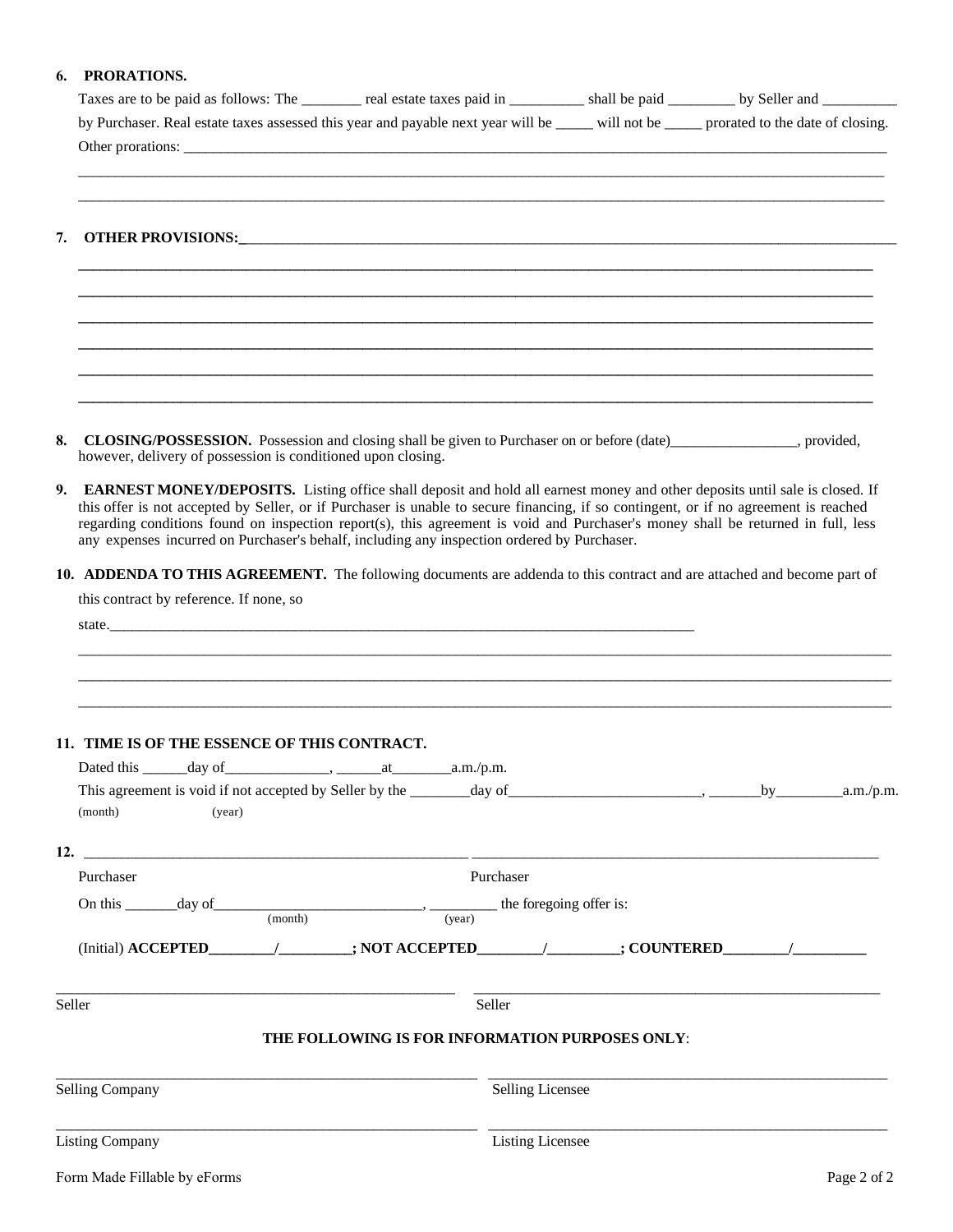**6. PRORATIONS.**

Taxes are to be paid as follows: The ________ real estate taxes paid in __________ shall be paid _________ by Seller and __________ by Purchaser. Real estate taxes assessed this year and payable next year will be _____ will not be _____ prorated to the date of closing.

Other prorations: ______________________________________________________________________________________________

______________________________________________________________________________________________________________

______________________________________________________________________________________________________________

**7. OTHER PROVISIONS:**_______________________________________________________________________________________

______________________________________________________________________________________________________________

______________________________________________________________________________________________________________

______________________________________________________________________________________________________________

______________________________________________________________________________________________________________

______________________________________________________________________________________________________________

______________________________________________________________________________________________________________

**8. CLOSING/POSSESSION.** Possession and closing shall be given to Purchaser on or before (date)_________________, provided, however, delivery of possession is conditioned upon closing.

**9. EARNEST MONEY/DEPOSITS.** Listing office shall deposit and hold all earnest money and other deposits until sale is closed. If this offer is not accepted by Seller, or if Purchaser is unable to secure financing, if so contingent, or if no agreement is reached regarding conditions found on inspection report(s), this agreement is void and Purchaser's money shall be returned in full, less any expenses incurred on Purchaser's behalf, including any inspection ordered by Purchaser.

**10. ADDENDA TO THIS AGREEMENT.** The following documents are addenda to this contract and are attached and become part of this contract by reference. If none, so state.______________________________________________________________________________

______________________________________________________________________________________________________________

______________________________________________________________________________________________________________

______________________________________________________________________________________________________________

**11. TIME IS OF THE ESSENCE OF THIS CONTRACT.**

Dated this ______day of______________, ______at________a.m./p.m.
(month) (year)

This agreement is void if not accepted by Seller by the ________day of__________________________, _______by_________a.m./p.m.

**12.** _____________________________________________ _____________________________________________

Purchaser Purchaser

On this _______day of____________________________, _________ the foregoing offer is:
(month) (year)

(Initial) **ACCEPTED________/_________; NOT ACCEPTED________/_________; COUNTERED________/_________**

_____________________________________________ _____________________________________________

Seller Seller

**THE FOLLOWING IS FOR INFORMATION PURPOSES ONLY**:

_____________________________________________ _____________________________________________

Selling Company Selling Licensee

_____________________________________________ _____________________________________________

Listing Company Listing Licensee

Form Made Fillable by eForms